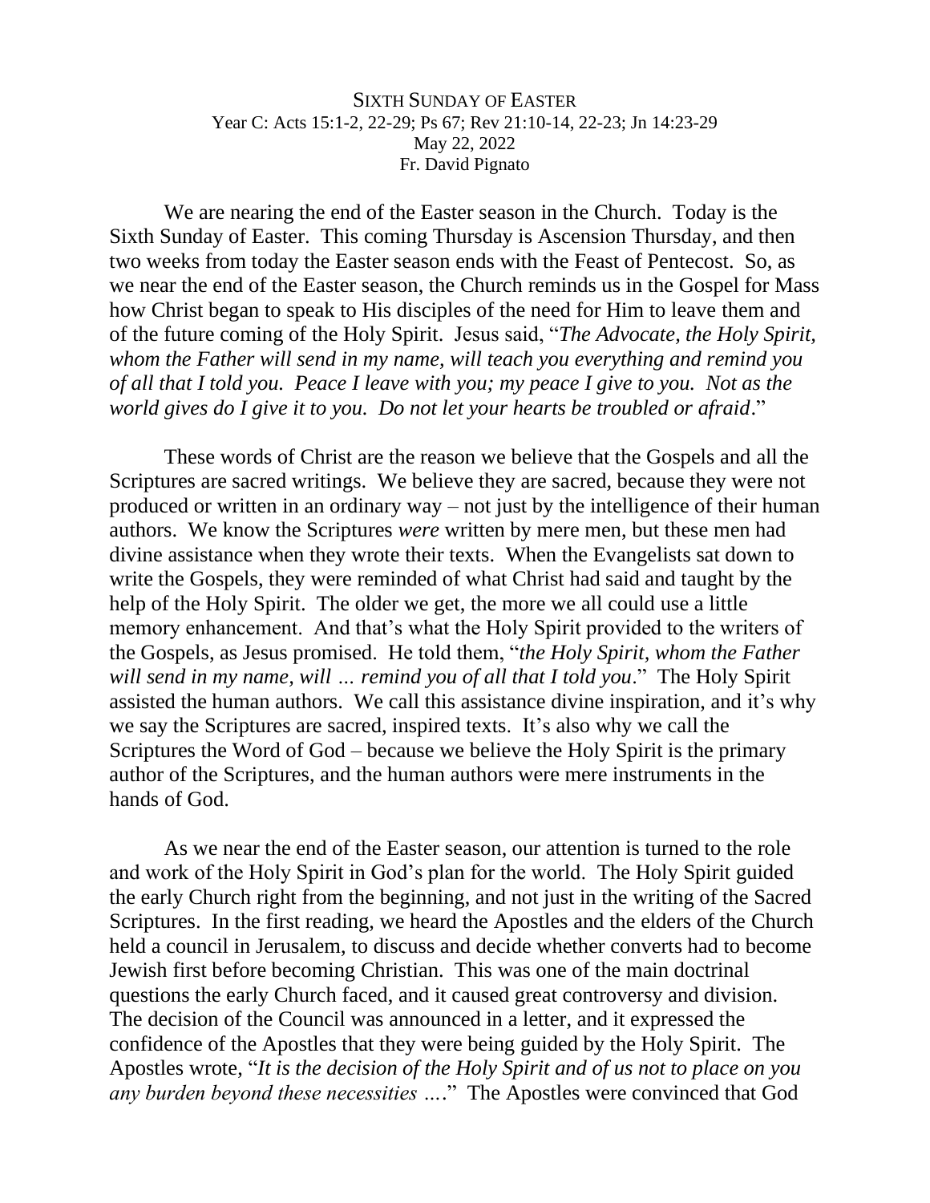SIXTH SUNDAY OF EASTER

Year C: Acts 15:1-2, 22-29; Ps 67; Rev 21:10-14, 22-23; Jn 14:23-29

May 22, 2022

Fr. David Pignato

We are nearing the end of the Easter season in the Church. Today is the Sixth Sunday of Easter. This coming Thursday is Ascension Thursday, and then two weeks from today the Easter season ends with the Feast of Pentecost. So, as we near the end of the Easter season, the Church reminds us in the Gospel for Mass how Christ began to speak to His disciples of the need for Him to leave them and of the future coming of the Holy Spirit. Jesus said, "*The Advocate, the Holy Spirit, whom the Father will send in my name, will teach you everything and remind you of all that I told you. Peace I leave with you; my peace I give to you. Not as the world gives do I give it to you. Do not let your hearts be troubled or afraid*."

These words of Christ are the reason we believe that the Gospels and all the Scriptures are sacred writings. We believe they are sacred, because they were not produced or written in an ordinary way – not just by the intelligence of their human authors. We know the Scriptures *were* written by mere men, but these men had divine assistance when they wrote their texts. When the Evangelists sat down to write the Gospels, they were reminded of what Christ had said and taught by the help of the Holy Spirit. The older we get, the more we all could use a little memory enhancement. And that's what the Holy Spirit provided to the writers of the Gospels, as Jesus promised. He told them, "*the Holy Spirit, whom the Father will send in my name, will … remind you of all that I told you*." The Holy Spirit assisted the human authors. We call this assistance divine inspiration, and it's why we say the Scriptures are sacred, inspired texts. It's also why we call the Scriptures the Word of God – because we believe the Holy Spirit is the primary author of the Scriptures, and the human authors were mere instruments in the hands of God.

As we near the end of the Easter season, our attention is turned to the role and work of the Holy Spirit in God's plan for the world. The Holy Spirit guided the early Church right from the beginning, and not just in the writing of the Sacred Scriptures. In the first reading, we heard the Apostles and the elders of the Church held a council in Jerusalem, to discuss and decide whether converts had to become Jewish first before becoming Christian. This was one of the main doctrinal questions the early Church faced, and it caused great controversy and division. The decision of the Council was announced in a letter, and it expressed the confidence of the Apostles that they were being guided by the Holy Spirit. The Apostles wrote, "*It is the decision of the Holy Spirit and of us not to place on you any burden beyond these necessities ….*" The Apostles were convinced that God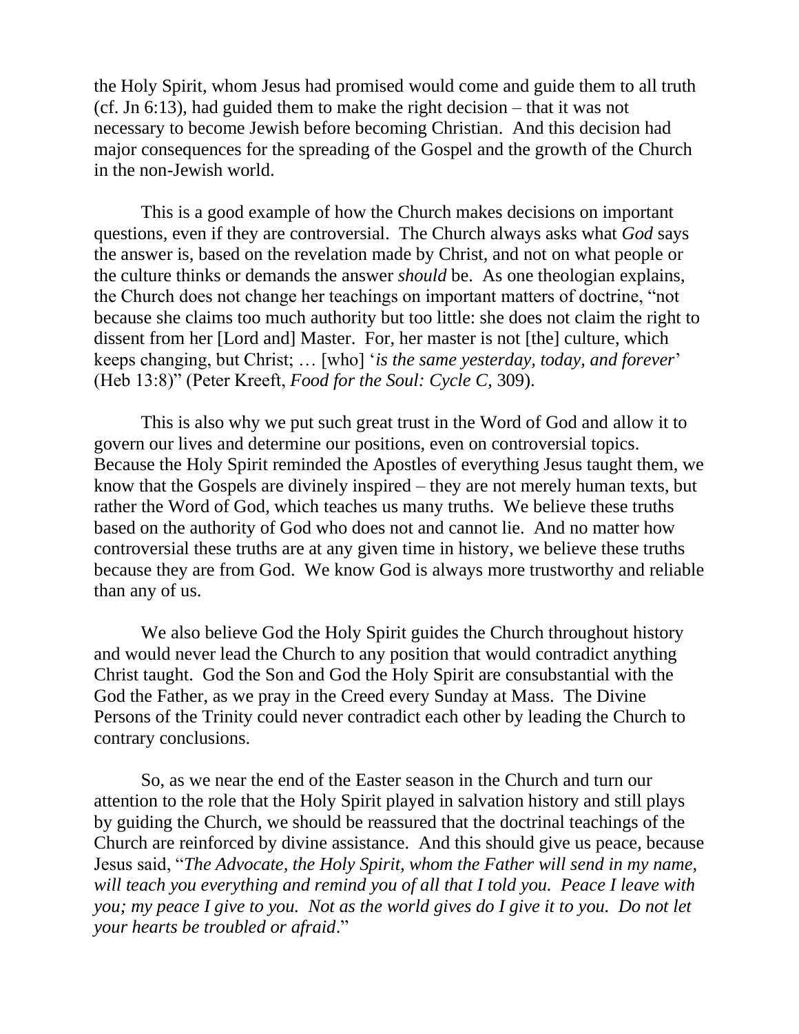the Holy Spirit, whom Jesus had promised would come and guide them to all truth (cf. Jn 6:13), had guided them to make the right decision – that it was not necessary to become Jewish before becoming Christian. And this decision had major consequences for the spreading of the Gospel and the growth of the Church in the non-Jewish world.

This is a good example of how the Church makes decisions on important questions, even if they are controversial. The Church always asks what *God* says the answer is, based on the revelation made by Christ, and not on what people or the culture thinks or demands the answer *should* be. As one theologian explains, the Church does not change her teachings on important matters of doctrine, "not because she claims too much authority but too little: she does not claim the right to dissent from her [Lord and] Master. For, her master is not [the] culture, which keeps changing, but Christ; … [who] '*is the same yesterday, today, and forever*' (Heb 13:8)" (Peter Kreeft, *Food for the Soul: Cycle C*, 309).

This is also why we put such great trust in the Word of God and allow it to govern our lives and determine our positions, even on controversial topics. Because the Holy Spirit reminded the Apostles of everything Jesus taught them, we know that the Gospels are divinely inspired – they are not merely human texts, but rather the Word of God, which teaches us many truths. We believe these truths based on the authority of God who does not and cannot lie. And no matter how controversial these truths are at any given time in history, we believe these truths because they are from God. We know God is always more trustworthy and reliable than any of us.

We also believe God the Holy Spirit guides the Church throughout history and would never lead the Church to any position that would contradict anything Christ taught. God the Son and God the Holy Spirit are consubstantial with the God the Father, as we pray in the Creed every Sunday at Mass. The Divine Persons of the Trinity could never contradict each other by leading the Church to contrary conclusions.

So, as we near the end of the Easter season in the Church and turn our attention to the role that the Holy Spirit played in salvation history and still plays by guiding the Church, we should be reassured that the doctrinal teachings of the Church are reinforced by divine assistance. And this should give us peace, because Jesus said, "*The Advocate, the Holy Spirit, whom the Father will send in my name, will teach you everything and remind you of all that I told you. Peace I leave with you; my peace I give to you. Not as the world gives do I give it to you. Do not let your hearts be troubled or afraid*."